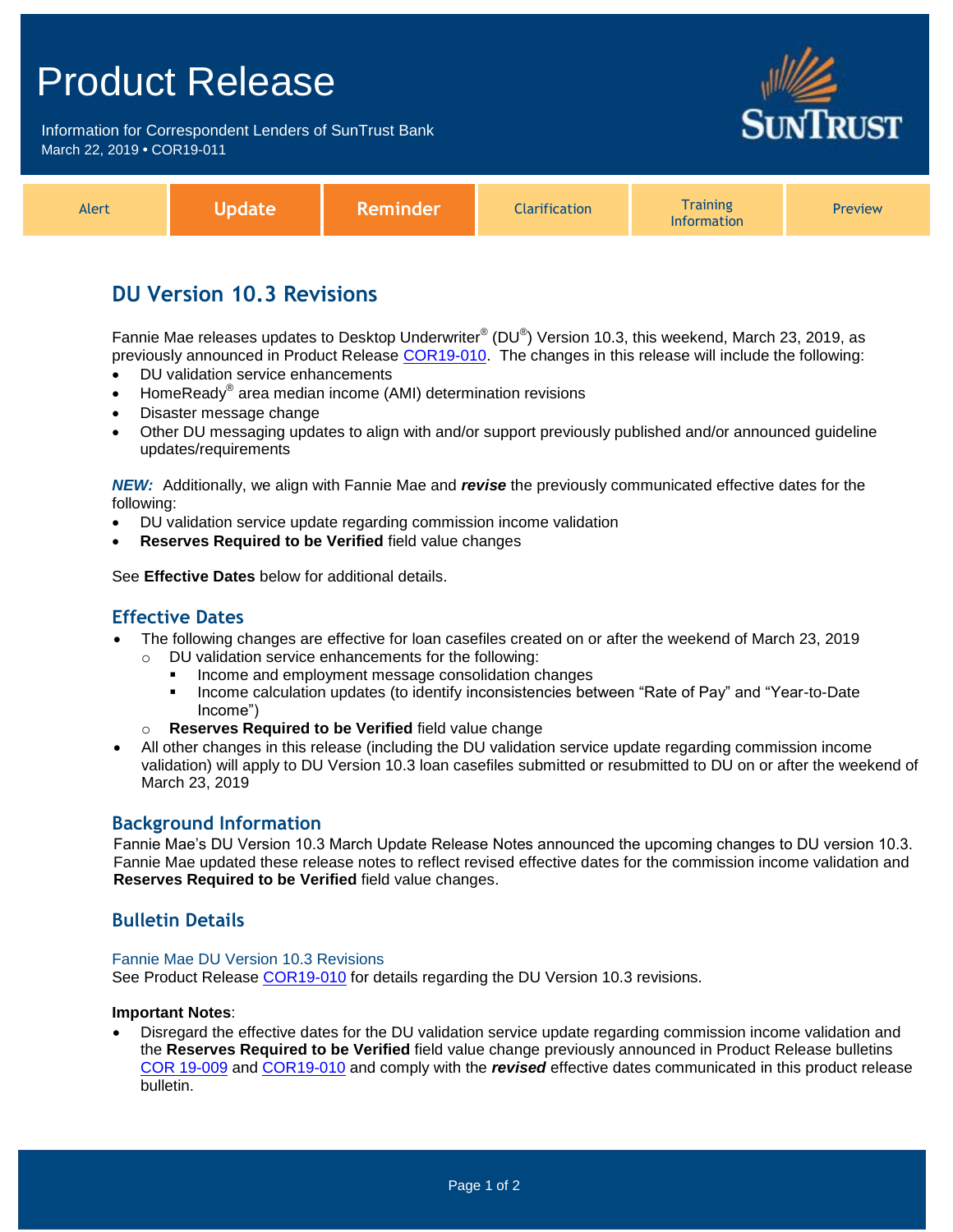# Product Release

Information for Correspondent Lenders of SunTrust Bank
March 22, 2019 • COR19-011

| Alert | **Update** | **Reminder** | Clarification | Training Information | Preview |
|---|---|---|---|---|---|

## DU Version 10.3 Revisions

Fannie Mae releases updates to Desktop Underwriter® (DU®) Version 10.3, this weekend, March 23, 2019, as previously announced in Product Release COR19-010. The changes in this release will include the following:

- DU validation service enhancements
- HomeReady® area median income (AMI) determination revisions
- Disaster message change
- Other DU messaging updates to align with and/or support previously published and/or announced guideline updates/requirements

***NEW:*** Additionally, we align with Fannie Mae and ***revise*** the previously communicated effective dates for the following:

- DU validation service update regarding commission income validation
- **Reserves Required to be Verified** field value changes

See **Effective Dates** below for additional details.

### Effective Dates

- The following changes are effective for loan casefiles created on or after the weekend of March 23, 2019
  - DU validation service enhancements for the following:
    - Income and employment message consolidation changes
    - Income calculation updates (to identify inconsistencies between "Rate of Pay" and "Year-to-Date Income")
  - **Reserves Required to be Verified** field value change
- All other changes in this release (including the DU validation service update regarding commission income validation) will apply to DU Version 10.3 loan casefiles submitted or resubmitted to DU on or after the weekend of March 23, 2019

### Background Information

Fannie Mae's DU Version 10.3 March Update Release Notes announced the upcoming changes to DU version 10.3. Fannie Mae updated these release notes to reflect revised effective dates for the commission income validation and **Reserves Required to be Verified** field value changes.

### Bulletin Details

#### Fannie Mae DU Version 10.3 Revisions

See Product Release COR19-010 for details regarding the DU Version 10.3 revisions.

**Important Notes**:

- Disregard the effective dates for the DU validation service update regarding commission income validation and the **Reserves Required to be Verified** field value change previously announced in Product Release bulletins COR 19-009 and COR19-010 and comply with the ***revised*** effective dates communicated in this product release bulletin.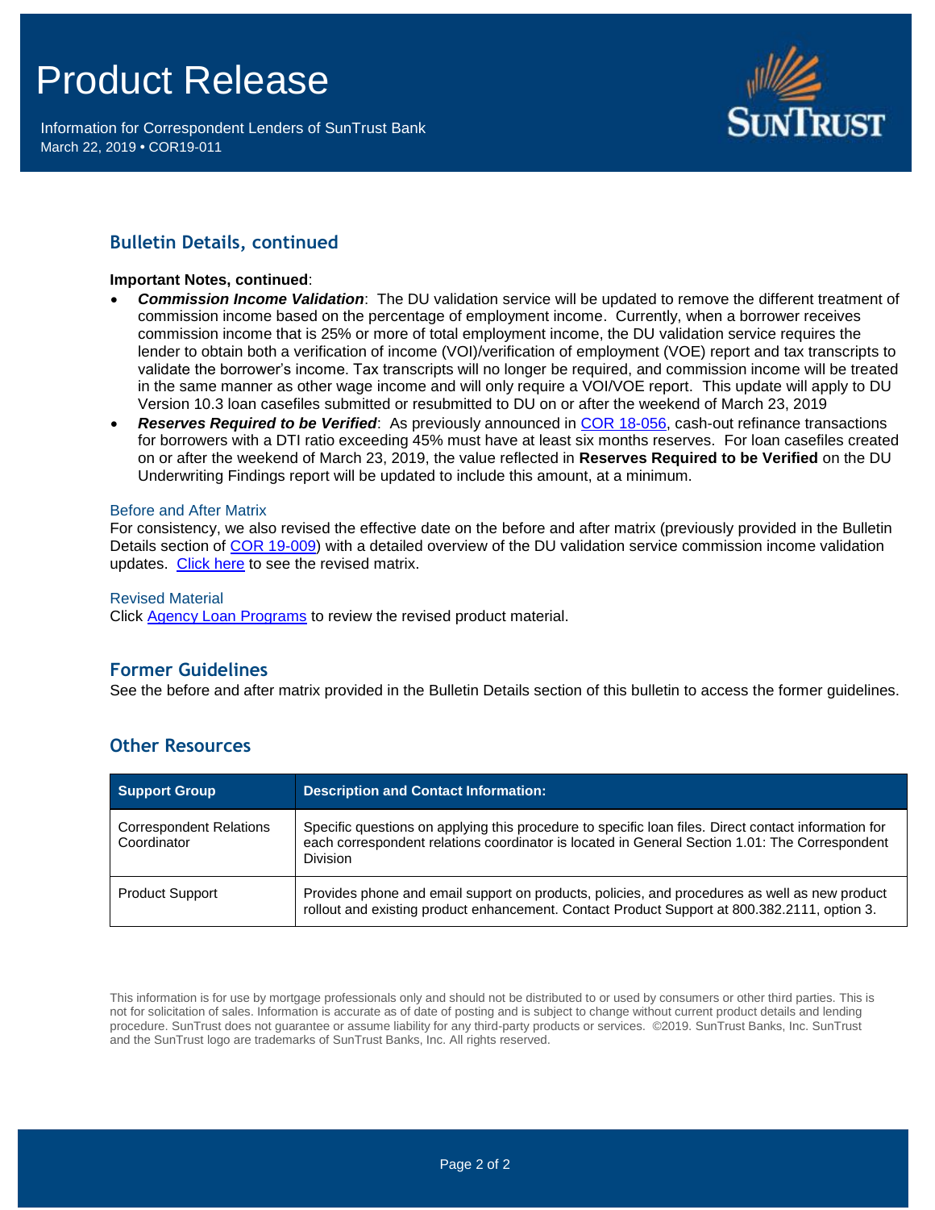# Product Release

Information for Correspondent Lenders of SunTrust Bank
March 22, 2019 • COR19-011

## Bulletin Details, continued

**Important Notes, continued**:

- ***Commission Income Validation***: The DU validation service will be updated to remove the different treatment of commission income based on the percentage of employment income. Currently, when a borrower receives commission income that is 25% or more of total employment income, the DU validation service requires the lender to obtain both a verification of income (VOI)/verification of employment (VOE) report and tax transcripts to validate the borrower's income. Tax transcripts will no longer be required, and commission income will be treated in the same manner as other wage income and will only require a VOI/VOE report. This update will apply to DU Version 10.3 loan casefiles submitted or resubmitted to DU on or after the weekend of March 23, 2019
- ***Reserves Required to be Verified***: As previously announced in COR 18-056, cash-out refinance transactions for borrowers with a DTI ratio exceeding 45% must have at least six months reserves. For loan casefiles created on or after the weekend of March 23, 2019, the value reflected in **Reserves Required to be Verified** on the DU Underwriting Findings report will be updated to include this amount, at a minimum.

### Before and After Matrix

For consistency, we also revised the effective date on the before and after matrix (previously provided in the Bulletin Details section of COR 19-009) with a detailed overview of the DU validation service commission income validation updates. Click here to see the revised matrix.

### Revised Material

Click Agency Loan Programs to review the revised product material.

## Former Guidelines

See the before and after matrix provided in the Bulletin Details section of this bulletin to access the former guidelines.

## Other Resources

| Support Group | Description and Contact Information: |
|---|---|
| Correspondent Relations Coordinator | Specific questions on applying this procedure to specific loan files. Direct contact information for each correspondent relations coordinator is located in General Section 1.01: The Correspondent Division |
| Product Support | Provides phone and email support on products, policies, and procedures as well as new product rollout and existing product enhancement. Contact Product Support at 800.382.2111, option 3. |

This information is for use by mortgage professionals only and should not be distributed to or used by consumers or other third parties. This is not for solicitation of sales. Information is accurate as of date of posting and is subject to change without current product details and lending procedure. SunTrust does not guarantee or assume liability for any third-party products or services. ©2019. SunTrust Banks, Inc. SunTrust and the SunTrust logo are trademarks of SunTrust Banks, Inc. All rights reserved.